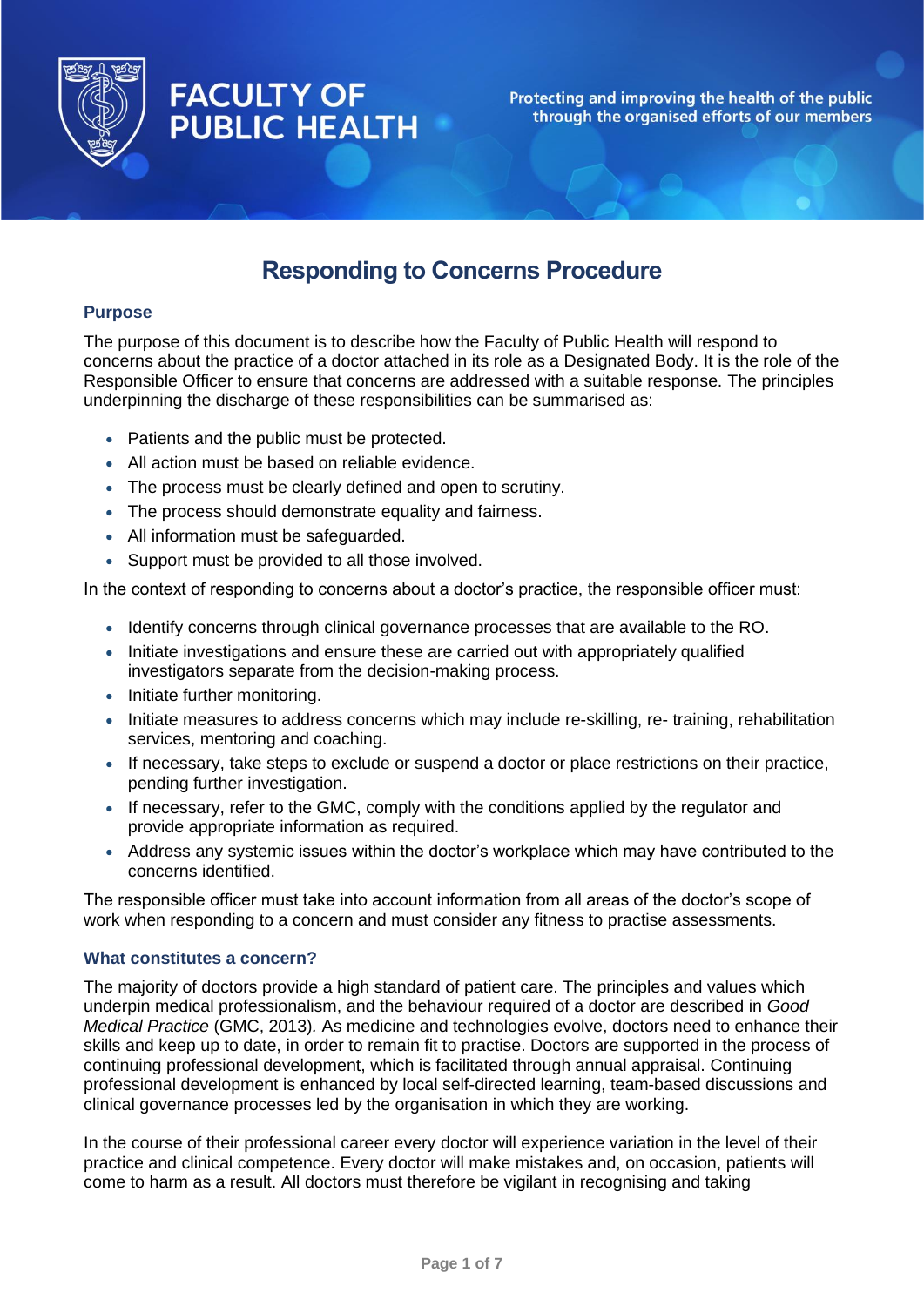FACULTY OF PUBLIC HEALTH

Protecting and improving the health of the public through the organised efforts of our members

# Responding to Concerns Procedure

## Purpose

The purpose of this document is to describe how the Faculty of Public Health will respond to concerns about the practice of a doctor attached in its role as a Designated Body. It is the role of the Responsible Officer to ensure that concerns are addressed with a suitable response. The principles underpinning the discharge of these responsibilities can be summarised as:

- Patients and the public must be protected.
- All action must be based on reliable evidence.
- The process must be clearly defined and open to scrutiny.
- The process should demonstrate equality and fairness.
- All information must be safeguarded.
- Support must be provided to all those involved.

In the context of responding to concerns about a doctor's practice, the responsible officer must:

- Identify concerns through clinical governance processes that are available to the RO.
- Initiate investigations and ensure these are carried out with appropriately qualified investigators separate from the decision-making process.
- Initiate further monitoring.
- Initiate measures to address concerns which may include re-skilling, re- training, rehabilitation services, mentoring and coaching.
- If necessary, take steps to exclude or suspend a doctor or place restrictions on their practice, pending further investigation.
- If necessary, refer to the GMC, comply with the conditions applied by the regulator and provide appropriate information as required.
- Address any systemic issues within the doctor's workplace which may have contributed to the concerns identified.

The responsible officer must take into account information from all areas of the doctor's scope of work when responding to a concern and must consider any fitness to practise assessments.

## What constitutes a concern?

The majority of doctors provide a high standard of patient care. The principles and values which underpin medical professionalism, and the behaviour required of a doctor are described in *Good Medical Practice* (GMC, 2013). As medicine and technologies evolve, doctors need to enhance their skills and keep up to date, in order to remain fit to practise. Doctors are supported in the process of continuing professional development, which is facilitated through annual appraisal. Continuing professional development is enhanced by local self-directed learning, team-based discussions and clinical governance processes led by the organisation in which they are working.

In the course of their professional career every doctor will experience variation in the level of their practice and clinical competence. Every doctor will make mistakes and, on occasion, patients will come to harm as a result. All doctors must therefore be vigilant in recognising and taking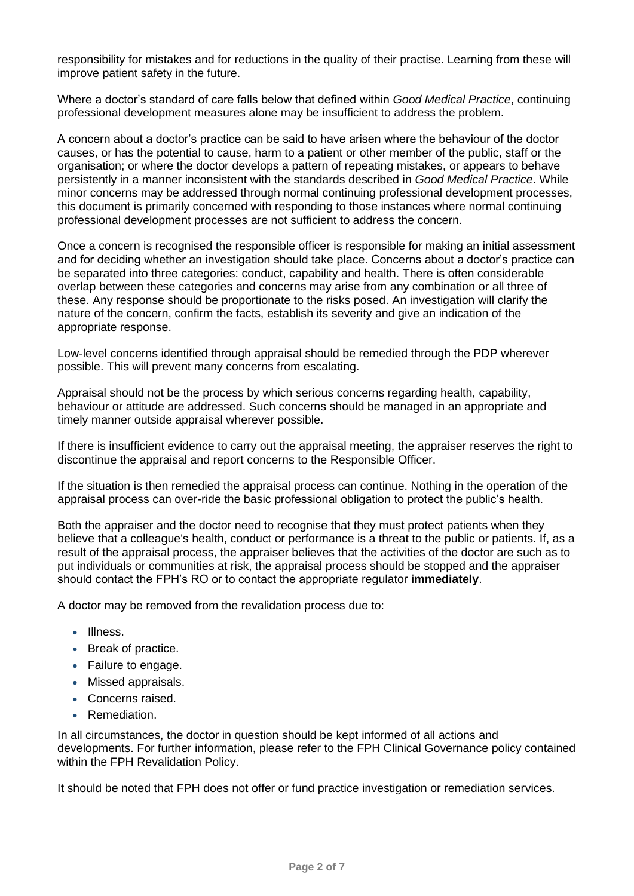responsibility for mistakes and for reductions in the quality of their practise. Learning from these will improve patient safety in the future.

Where a doctor's standard of care falls below that defined within *Good Medical Practice*, continuing professional development measures alone may be insufficient to address the problem.

A concern about a doctor's practice can be said to have arisen where the behaviour of the doctor causes, or has the potential to cause, harm to a patient or other member of the public, staff or the organisation; or where the doctor develops a pattern of repeating mistakes, or appears to behave persistently in a manner inconsistent with the standards described in *Good Medical Practice*. While minor concerns may be addressed through normal continuing professional development processes, this document is primarily concerned with responding to those instances where normal continuing professional development processes are not sufficient to address the concern.

Once a concern is recognised the responsible officer is responsible for making an initial assessment and for deciding whether an investigation should take place. Concerns about a doctor's practice can be separated into three categories: conduct, capability and health. There is often considerable overlap between these categories and concerns may arise from any combination or all three of these. Any response should be proportionate to the risks posed. An investigation will clarify the nature of the concern, confirm the facts, establish its severity and give an indication of the appropriate response.

Low-level concerns identified through appraisal should be remedied through the PDP wherever possible. This will prevent many concerns from escalating.

Appraisal should not be the process by which serious concerns regarding health, capability, behaviour or attitude are addressed. Such concerns should be managed in an appropriate and timely manner outside appraisal wherever possible.

If there is insufficient evidence to carry out the appraisal meeting, the appraiser reserves the right to discontinue the appraisal and report concerns to the Responsible Officer.

If the situation is then remedied the appraisal process can continue. Nothing in the operation of the appraisal process can over-ride the basic professional obligation to protect the public's health.

Both the appraiser and the doctor need to recognise that they must protect patients when they believe that a colleague's health, conduct or performance is a threat to the public or patients. If, as a result of the appraisal process, the appraiser believes that the activities of the doctor are such as to put individuals or communities at risk, the appraisal process should be stopped and the appraiser should contact the FPH's RO or to contact the appropriate regulator **immediately**.

A doctor may be removed from the revalidation process due to:

- Illness.
- Break of practice.
- Failure to engage.
- Missed appraisals.
- Concerns raised.
- Remediation.

In all circumstances, the doctor in question should be kept informed of all actions and developments. For further information, please refer to the FPH Clinical Governance policy contained within the FPH Revalidation Policy.

It should be noted that FPH does not offer or fund practice investigation or remediation services.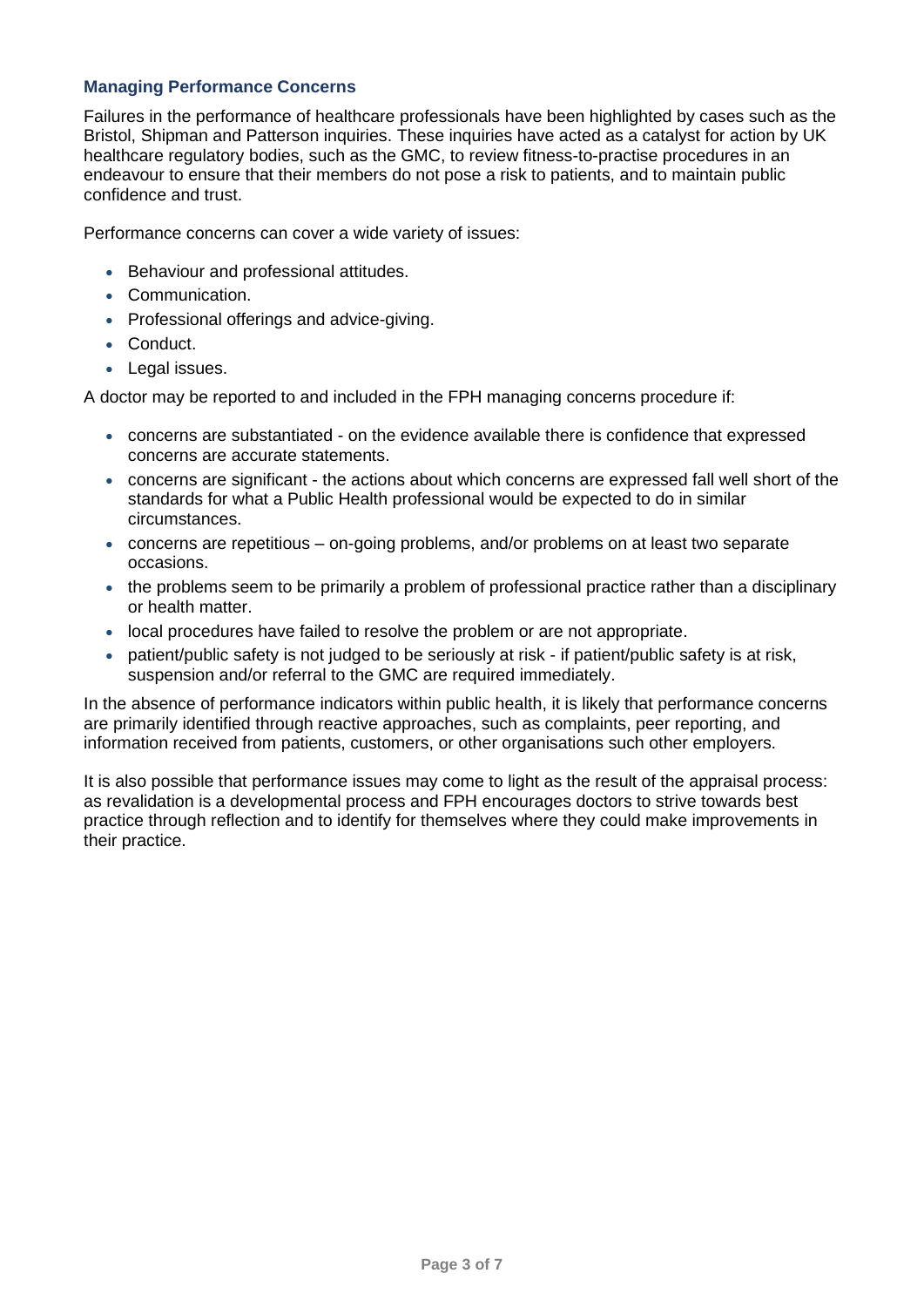### Managing Performance Concerns

Failures in the performance of healthcare professionals have been highlighted by cases such as the Bristol, Shipman and Patterson inquiries. These inquiries have acted as a catalyst for action by UK healthcare regulatory bodies, such as the GMC, to review fitness-to-practise procedures in an endeavour to ensure that their members do not pose a risk to patients, and to maintain public confidence and trust.

Performance concerns can cover a wide variety of issues:

- Behaviour and professional attitudes.
- Communication.
- Professional offerings and advice-giving.
- Conduct.
- Legal issues.

A doctor may be reported to and included in the FPH managing concerns procedure if:

- concerns are substantiated - on the evidence available there is confidence that expressed concerns are accurate statements.
- concerns are significant - the actions about which concerns are expressed fall well short of the standards for what a Public Health professional would be expected to do in similar circumstances.
- concerns are repetitious – on-going problems, and/or problems on at least two separate occasions.
- the problems seem to be primarily a problem of professional practice rather than a disciplinary or health matter.
- local procedures have failed to resolve the problem or are not appropriate.
- patient/public safety is not judged to be seriously at risk - if patient/public safety is at risk, suspension and/or referral to the GMC are required immediately.

In the absence of performance indicators within public health, it is likely that performance concerns are primarily identified through reactive approaches, such as complaints, peer reporting, and information received from patients, customers, or other organisations such other employers.

It is also possible that performance issues may come to light as the result of the appraisal process: as revalidation is a developmental process and FPH encourages doctors to strive towards best practice through reflection and to identify for themselves where they could make improvements in their practice.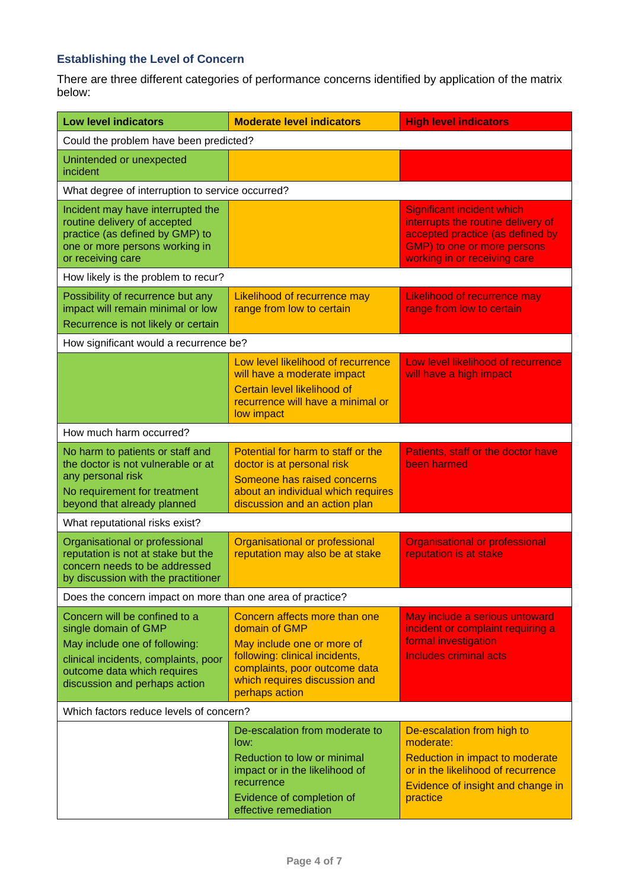### Establishing the Level of Concern

There are three different categories of performance concerns identified by application of the matrix below:

| Low level indicators | Moderate level indicators | High level indicators |
|---|---|---|
| **Could the problem have been predicted?** | | |
| Unintended or unexpected incident | | |
| **What degree of interruption to service occurred?** | | |
| Incident may have interrupted the routine delivery of accepted practice (as defined by GMP) to one or more persons working in or receiving care | | Significant incident which interrupts the routine delivery of accepted practice (as defined by GMP) to one or more persons working in or receiving care |
| **How likely is the problem to recur?** | | |
| Possibility of recurrence but any impact will remain minimal or low<br>Recurrence is not likely or certain | Likelihood of recurrence may range from low to certain | Likelihood of recurrence may range from low to certain |
| **How significant would a recurrence be?** | | |
| | Low level likelihood of recurrence will have a moderate impact<br>Certain level likelihood of recurrence will have a minimal or low impact | Low level likelihood of recurrence will have a high impact |
| **How much harm occurred?** | | |
| No harm to patients or staff and the doctor is not vulnerable or at any personal risk<br>No requirement for treatment beyond that already planned | Potential for harm to staff or the doctor is at personal risk<br>Someone has raised concerns about an individual which requires discussion and an action plan | Patients, staff or the doctor have been harmed |
| **What reputational risks exist?** | | |
| Organisational or professional reputation is not at stake but the concern needs to be addressed by discussion with the practitioner | Organisational or professional reputation may also be at stake | Organisational or professional reputation is at stake |
| **Does the concern impact on more than one area of practice?** | | |
| Concern will be confined to a single domain of GMP<br>May include one of following:<br>clinical incidents, complaints, poor outcome data which requires discussion and perhaps action | Concern affects more than one domain of GMP<br>May include one or more of following: clinical incidents, complaints, poor outcome data which requires discussion and perhaps action | May include a serious untoward incident or complaint requiring a formal investigation<br>Includes criminal acts |
| **Which factors reduce levels of concern?** | | |
| | De-escalation from moderate to low:<br>Reduction to low or minimal impact or in the likelihood of recurrence<br>Evidence of completion of effective remediation | De-escalation from high to moderate:<br>Reduction in impact to moderate or in the likelihood of recurrence<br>Evidence of insight and change in practice |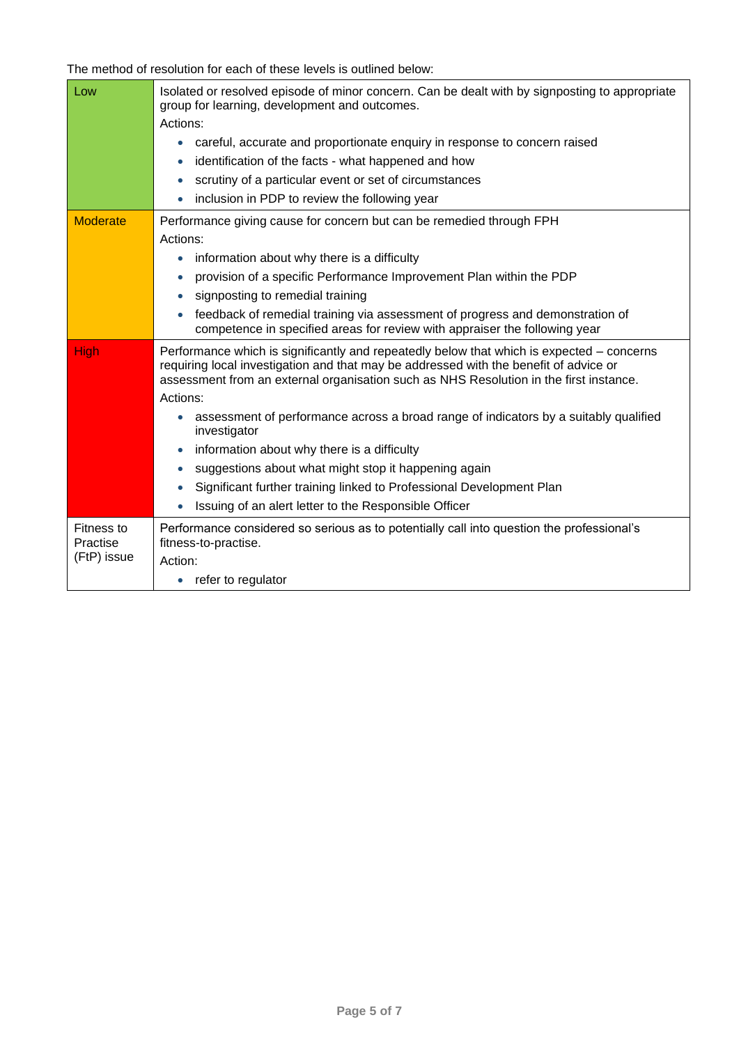The method of resolution for each of these levels is outlined below:

| Level | Description |
|---|---|
| Low | Isolated or resolved episode of minor concern. Can be dealt with by signposting to appropriate group for learning, development and outcomes.<br>Actions:<br>• careful, accurate and proportionate enquiry in response to concern raised<br>• identification of the facts - what happened and how<br>• scrutiny of a particular event or set of circumstances<br>• inclusion in PDP to review the following year |
| Moderate | Performance giving cause for concern but can be remedied through FPH<br>Actions:<br>• information about why there is a difficulty<br>• provision of a specific Performance Improvement Plan within the PDP<br>• signposting to remedial training<br>• feedback of remedial training via assessment of progress and demonstration of competence in specified areas for review with appraiser the following year |
| High | Performance which is significantly and repeatedly below that which is expected – concerns requiring local investigation and that may be addressed with the benefit of advice or assessment from an external organisation such as NHS Resolution in the first instance.<br>Actions:<br>• assessment of performance across a broad range of indicators by a suitably qualified investigator<br>• information about why there is a difficulty<br>• suggestions about what might stop it happening again<br>• Significant further training linked to Professional Development Plan<br>• Issuing of an alert letter to the Responsible Officer |
| Fitness to Practise (FtP) issue | Performance considered so serious as to potentially call into question the professional's fitness-to-practise.<br>Action:<br>• refer to regulator |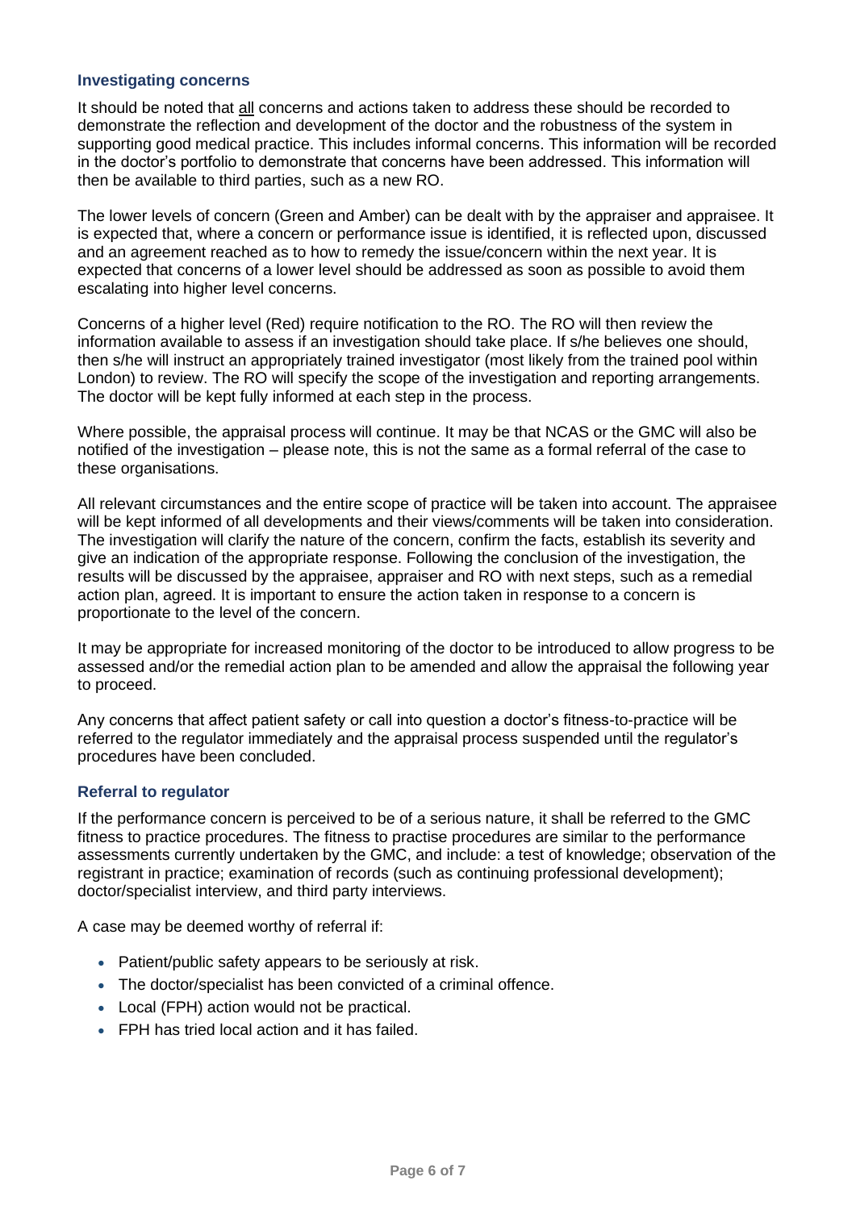### Investigating concerns

It should be noted that <u>all</u> concerns and actions taken to address these should be recorded to demonstrate the reflection and development of the doctor and the robustness of the system in supporting good medical practice. This includes informal concerns. This information will be recorded in the doctor's portfolio to demonstrate that concerns have been addressed. This information will then be available to third parties, such as a new RO.

The lower levels of concern (Green and Amber) can be dealt with by the appraiser and appraisee. It is expected that, where a concern or performance issue is identified, it is reflected upon, discussed and an agreement reached as to how to remedy the issue/concern within the next year. It is expected that concerns of a lower level should be addressed as soon as possible to avoid them escalating into higher level concerns.

Concerns of a higher level (Red) require notification to the RO. The RO will then review the information available to assess if an investigation should take place. If s/he believes one should, then s/he will instruct an appropriately trained investigator (most likely from the trained pool within London) to review. The RO will specify the scope of the investigation and reporting arrangements. The doctor will be kept fully informed at each step in the process.

Where possible, the appraisal process will continue. It may be that NCAS or the GMC will also be notified of the investigation – please note, this is not the same as a formal referral of the case to these organisations.

All relevant circumstances and the entire scope of practice will be taken into account. The appraisee will be kept informed of all developments and their views/comments will be taken into consideration. The investigation will clarify the nature of the concern, confirm the facts, establish its severity and give an indication of the appropriate response. Following the conclusion of the investigation, the results will be discussed by the appraisee, appraiser and RO with next steps, such as a remedial action plan, agreed. It is important to ensure the action taken in response to a concern is proportionate to the level of the concern.

It may be appropriate for increased monitoring of the doctor to be introduced to allow progress to be assessed and/or the remedial action plan to be amended and allow the appraisal the following year to proceed.

Any concerns that affect patient safety or call into question a doctor's fitness-to-practice will be referred to the regulator immediately and the appraisal process suspended until the regulator's procedures have been concluded.

### Referral to regulator

If the performance concern is perceived to be of a serious nature, it shall be referred to the GMC fitness to practice procedures. The fitness to practise procedures are similar to the performance assessments currently undertaken by the GMC, and include: a test of knowledge; observation of the registrant in practice; examination of records (such as continuing professional development); doctor/specialist interview, and third party interviews.

A case may be deemed worthy of referral if:

- Patient/public safety appears to be seriously at risk.
- The doctor/specialist has been convicted of a criminal offence.
- Local (FPH) action would not be practical.
- FPH has tried local action and it has failed.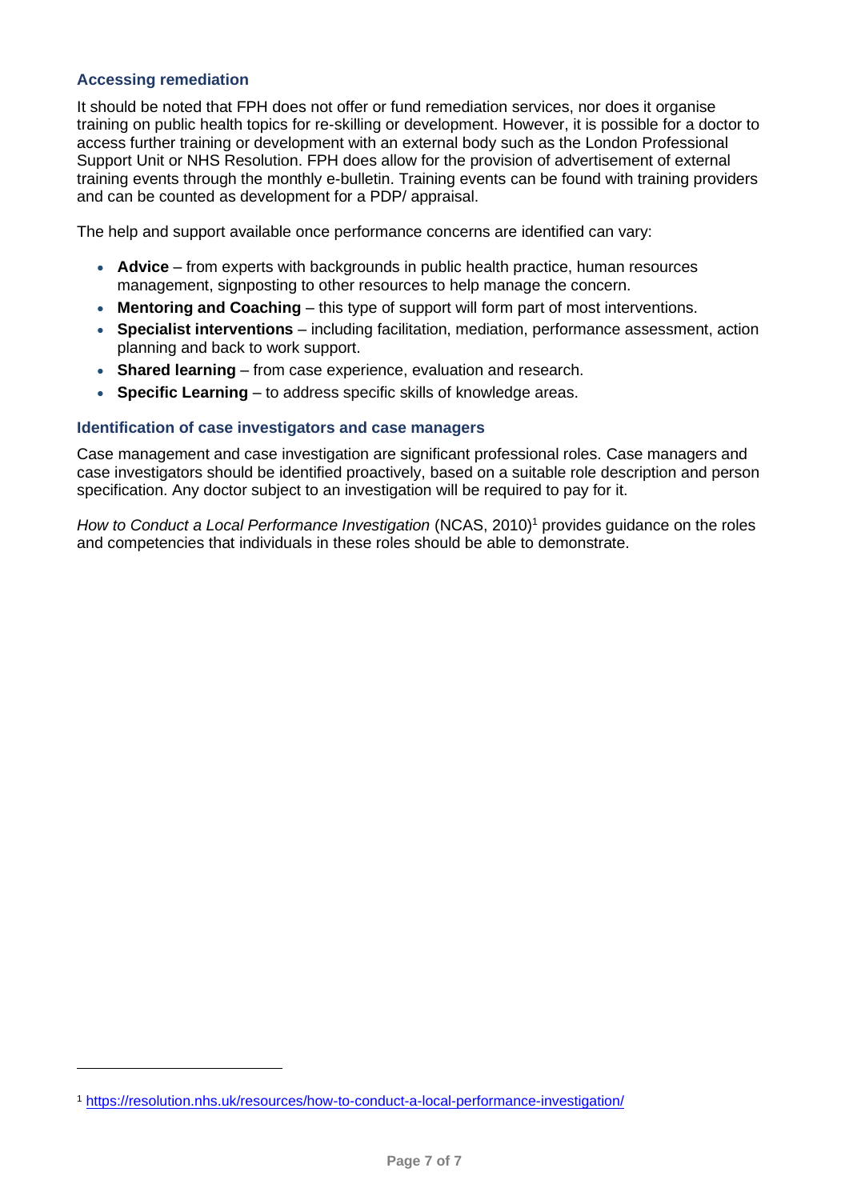### Accessing remediation

It should be noted that FPH does not offer or fund remediation services, nor does it organise training on public health topics for re-skilling or development. However, it is possible for a doctor to access further training or development with an external body such as the London Professional Support Unit or NHS Resolution. FPH does allow for the provision of advertisement of external training events through the monthly e-bulletin. Training events can be found with training providers and can be counted as development for a PDP/ appraisal.

The help and support available once performance concerns are identified can vary:

- **Advice** – from experts with backgrounds in public health practice, human resources management, signposting to other resources to help manage the concern.
- **Mentoring and Coaching** – this type of support will form part of most interventions.
- **Specialist interventions** – including facilitation, mediation, performance assessment, action planning and back to work support.
- **Shared learning** – from case experience, evaluation and research.
- **Specific Learning** – to address specific skills of knowledge areas.

### Identification of case investigators and case managers

Case management and case investigation are significant professional roles. Case managers and case investigators should be identified proactively, based on a suitable role description and person specification. Any doctor subject to an investigation will be required to pay for it.

*How to Conduct a Local Performance Investigation* (NCAS, 2010)[1] provides guidance on the roles and competencies that individuals in these roles should be able to demonstrate.

---

[1] https://resolution.nhs.uk/resources/how-to-conduct-a-local-performance-investigation/